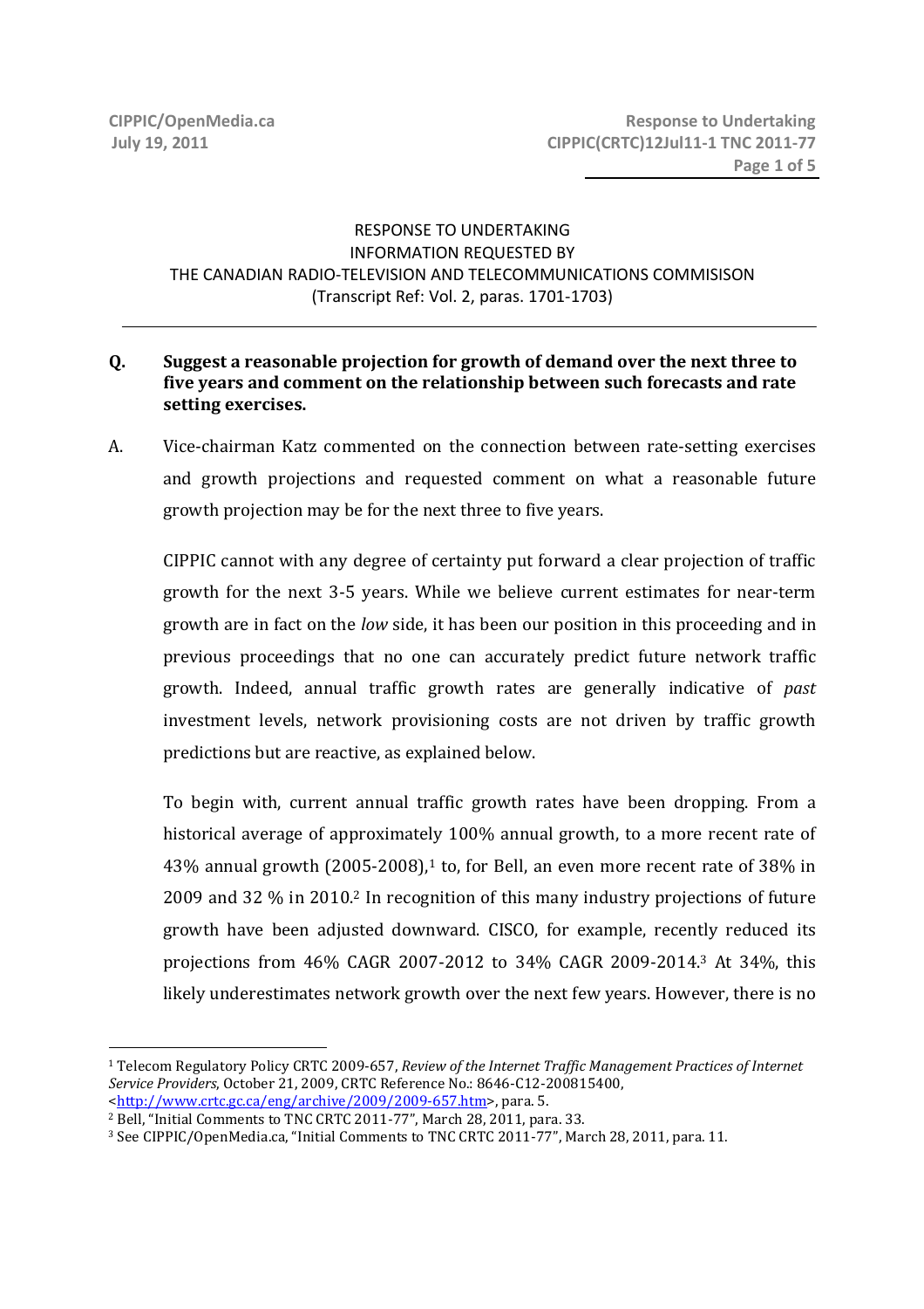RESPONSE TO UNDERTAKING
INFORMATION REQUESTED BY
THE CANADIAN RADIO-TELEVISION AND TELECOMMUNICATIONS COMMISISON
(Transcript Ref: Vol. 2, paras. 1701-1703)

---

**Q. Suggest a reasonable projection for growth of demand over the next three to five years and comment on the relationship between such forecasts and rate setting exercises.**

A. Vice-chairman Katz commented on the connection between rate-setting exercises and growth projections and requested comment on what a reasonable future growth projection may be for the next three to five years.

CIPPIC cannot with any degree of certainty put forward a clear projection of traffic growth for the next 3-5 years. While we believe current estimates for near-term growth are in fact on the *low* side, it has been our position in this proceeding and in previous proceedings that no one can accurately predict future network traffic growth. Indeed, annual traffic growth rates are generally indicative of *past* investment levels, network provisioning costs are not driven by traffic growth predictions but are reactive, as explained below.

To begin with, current annual traffic growth rates have been dropping. From a historical average of approximately 100% annual growth, to a more recent rate of 43% annual growth (2005-2008),[1] to, for Bell, an even more recent rate of 38% in 2009 and 32 % in 2010.[2] In recognition of this many industry projections of future growth have been adjusted downward. CISCO, for example, recently reduced its projections from 46% CAGR 2007-2012 to 34% CAGR 2009-2014.[3] At 34%, this likely underestimates network growth over the next few years. However, there is no

---

[1] Telecom Regulatory Policy CRTC 2009-657, *Review of the Internet Traffic Management Practices of Internet Service Providers*, October 21, 2009, CRTC Reference No.: 8646-C12-200815400, <http://www.crtc.gc.ca/eng/archive/2009/2009-657.htm>, para. 5.

[2] Bell, "Initial Comments to TNC CRTC 2011-77", March 28, 2011, para. 33.

[3] See CIPPIC/OpenMedia.ca, "Initial Comments to TNC CRTC 2011-77", March 28, 2011, para. 11.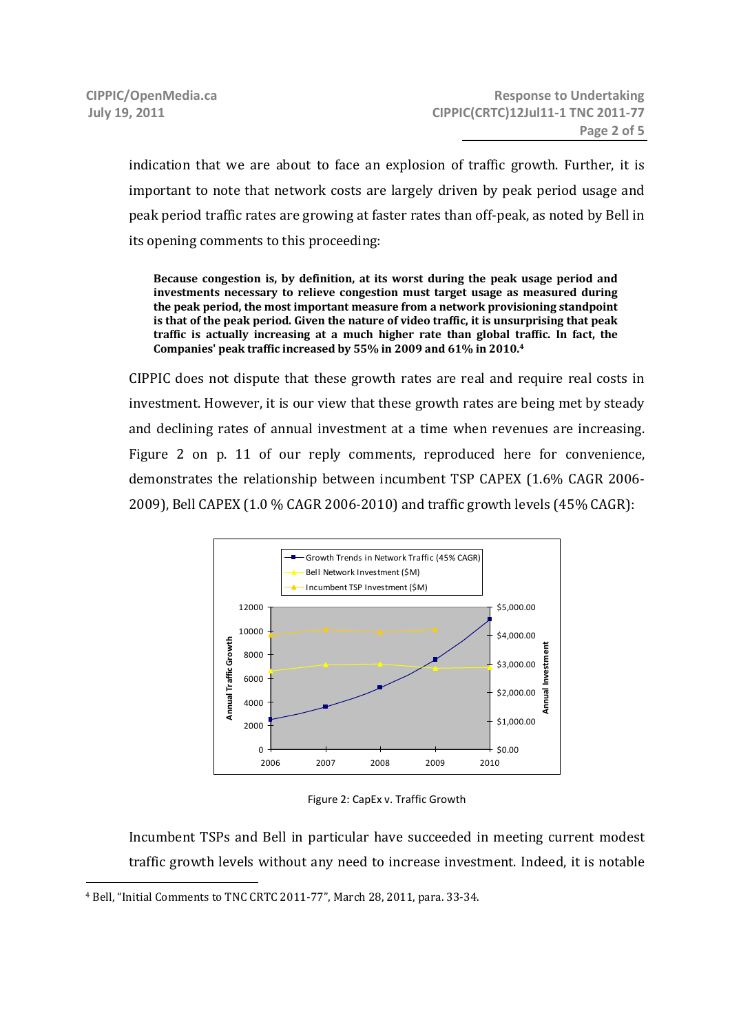indication that we are about to face an explosion of traffic growth. Further, it is important to note that network costs are largely driven by peak period usage and peak period traffic rates are growing at faster rates than off-peak, as noted by Bell in its opening comments to this proceeding:

> **Because congestion is, by definition, at its worst during the peak usage period and investments necessary to relieve congestion must target usage as measured during the peak period, the most important measure from a network provisioning standpoint is that of the peak period. Given the nature of video traffic, it is unsurprising that peak traffic is actually increasing at a much higher rate than global traffic. In fact, the Companies' peak traffic increased by 55% in 2009 and 61% in 2010.**[4]

CIPPIC does not dispute that these growth rates are real and require real costs in investment. However, it is our view that these growth rates are being met by steady and declining rates of annual investment at a time when revenues are increasing. Figure 2 on p. 11 of our reply comments, reproduced here for convenience, demonstrates the relationship between incumbent TSP CAPEX (1.6% CAGR 2006-2009), Bell CAPEX (1.0 % CAGR 2006-2010) and traffic growth levels (45% CAGR):

Growth Trends in Network Traffic (45% CAGR)
Bell Network Investment ($M)
Incumbent TSP Investment ($M)

Annual Traffic Growth
12000
10000
8000
6000
4000
2000
0

Annual Investment
$5,000.00
$4,000.00
$3,000.00
$2,000.00
$1,000.00
$0.00

2006
2007
2008
2009
2010

Figure 2: CapEx v. Traffic Growth

Incumbent TSPs and Bell in particular have succeeded in meeting current modest traffic growth levels without any need to increase investment. Indeed, it is notable

[4] Bell, "Initial Comments to TNC CRTC 2011-77", March 28, 2011, para. 33-34.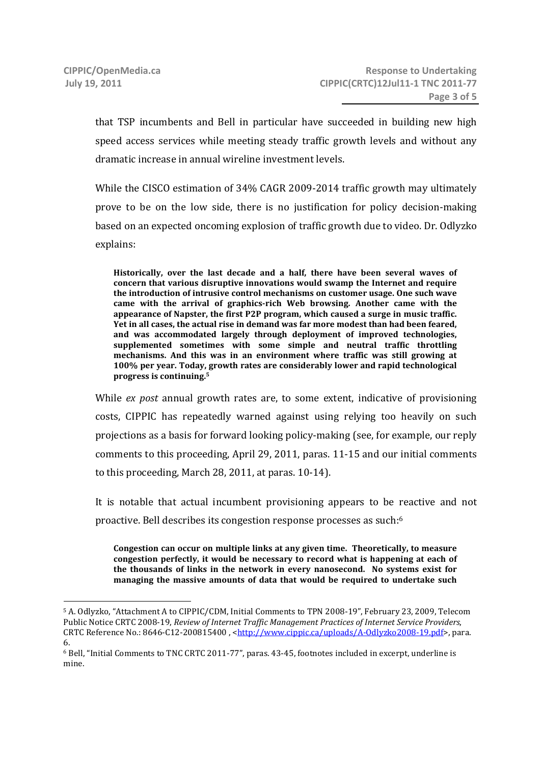that TSP incumbents and Bell in particular have succeeded in building new high speed access services while meeting steady traffic growth levels and without any dramatic increase in annual wireline investment levels.

While the CISCO estimation of 34% CAGR 2009-2014 traffic growth may ultimately prove to be on the low side, there is no justification for policy decision-making based on an expected oncoming explosion of traffic growth due to video. Dr. Odlyzko explains:

> **Historically, over the last decade and a half, there have been several waves of concern that various disruptive innovations would swamp the Internet and require the introduction of intrusive control mechanisms on customer usage. One such wave came with the arrival of graphics-rich Web browsing. Another came with the appearance of Napster, the first P2P program, which caused a surge in music traffic. Yet in all cases, the actual rise in demand was far more modest than had been feared, and was accommodated largely through deployment of improved technologies, supplemented sometimes with some simple and neutral traffic throttling mechanisms. And this was in an environment where traffic was still growing at 100% per year. Today, growth rates are considerably lower and rapid technological progress is continuing.**[5]

While *ex post* annual growth rates are, to some extent, indicative of provisioning costs, CIPPIC has repeatedly warned against using relying too heavily on such projections as a basis for forward looking policy-making (see, for example, our reply comments to this proceeding, April 29, 2011, paras. 11-15 and our initial comments to this proceeding, March 28, 2011, at paras. 10-14).

It is notable that actual incumbent provisioning appears to be reactive and not proactive. Bell describes its congestion response processes as such:[6]

> **Congestion can occur on multiple links at any given time. Theoretically, to measure congestion perfectly, it would be necessary to record what is happening at each of the thousands of links in the network in every nanosecond. No systems exist for managing the massive amounts of data that would be required to undertake such**

---

[5] A. Odlyzko, "Attachment A to CIPPIC/CDM, Initial Comments to TPN 2008-19", February 23, 2009, Telecom Public Notice CRTC 2008-19, *Review of Internet Traffic Management Practices of Internet Service Providers*, CRTC Reference No.: 8646-C12-200815400 , <http://www.cippic.ca/uploads/A-Odlyzko2008-19.pdf>, para. 6.

[6] Bell, "Initial Comments to TNC CRTC 2011-77", paras. 43-45, footnotes included in excerpt, underline is mine.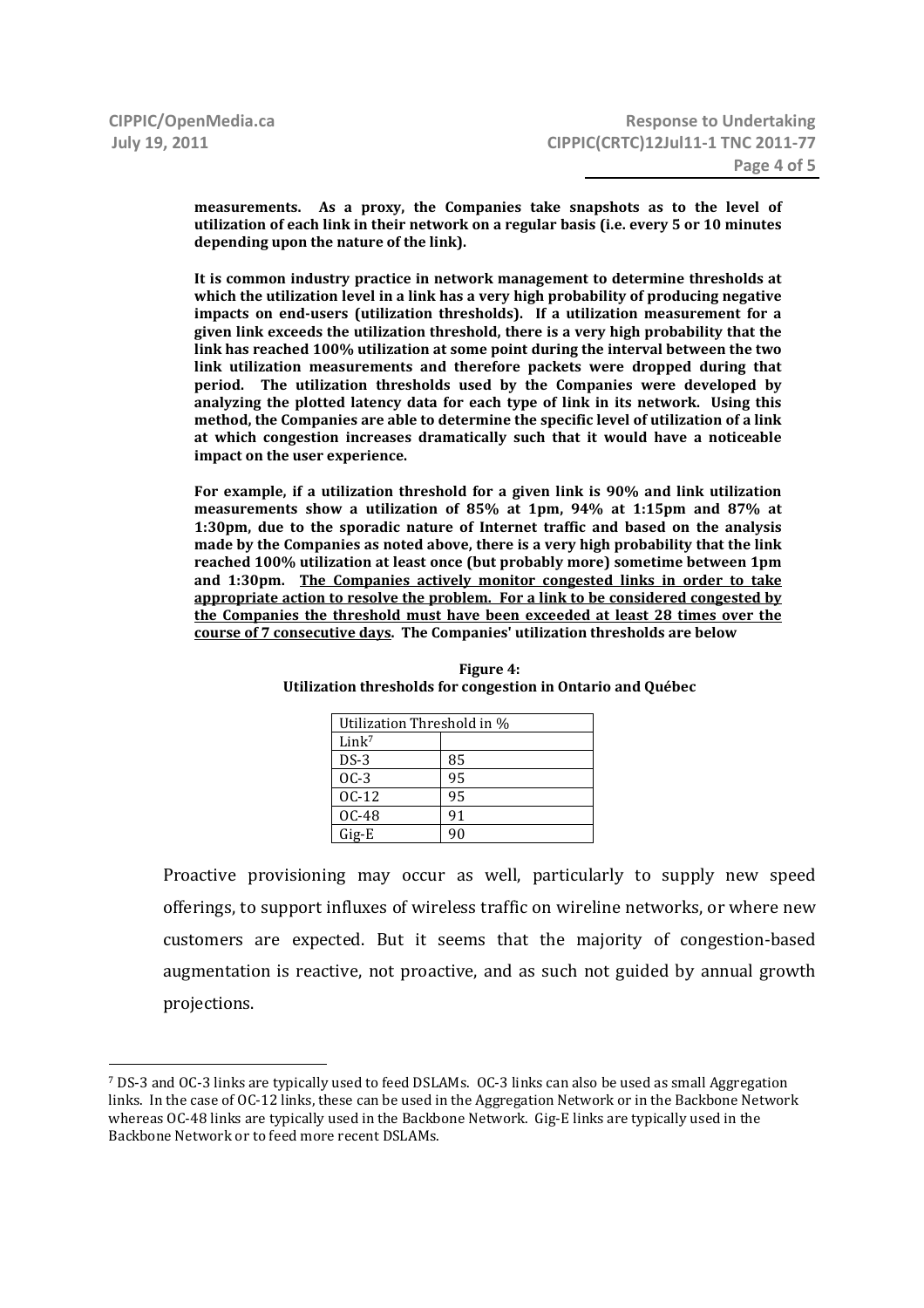**measurements. As a proxy, the Companies take snapshots as to the level of utilization of each link in their network on a regular basis (i.e. every 5 or 10 minutes depending upon the nature of the link).**

**It is common industry practice in network management to determine thresholds at which the utilization level in a link has a very high probability of producing negative impacts on end-users (utilization thresholds). If a utilization measurement for a given link exceeds the utilization threshold, there is a very high probability that the link has reached 100% utilization at some point during the interval between the two link utilization measurements and therefore packets were dropped during that period. The utilization thresholds used by the Companies were developed by analyzing the plotted latency data for each type of link in its network. Using this method, the Companies are able to determine the specific level of utilization of a link at which congestion increases dramatically such that it would have a noticeable impact on the user experience.**

**For example, if a utilization threshold for a given link is 90% and link utilization measurements show a utilization of 85% at 1pm, 94% at 1:15pm and 87% at 1:30pm, due to the sporadic nature of Internet traffic and based on the analysis made by the Companies as noted above, there is a very high probability that the link reached 100% utilization at least once (but probably more) sometime between 1pm and 1:30pm. <u>The Companies actively monitor congested links in order to take appropriate action to resolve the problem. For a link to be considered congested by the Companies the threshold must have been exceeded at least 28 times over the course of 7 consecutive days</u>. The Companies' utilization thresholds are below**

**Figure 4:**
**Utilization thresholds for congestion in Ontario and Québec**

| Utilization Threshold in % | |
|---|---|
| Link[7] | |
| DS-3 | 85 |
| OC-3 | 95 |
| OC-12 | 95 |
| OC-48 | 91 |
| Gig-E | 90 |

Proactive provisioning may occur as well, particularly to supply new speed offerings, to support influxes of wireless traffic on wireline networks, or where new customers are expected. But it seems that the majority of congestion-based augmentation is reactive, not proactive, and as such not guided by annual growth projections.

[7] DS-3 and OC-3 links are typically used to feed DSLAMs. OC-3 links can also be used as small Aggregation links. In the case of OC-12 links, these can be used in the Aggregation Network or in the Backbone Network whereas OC-48 links are typically used in the Backbone Network. Gig-E links are typically used in the Backbone Network or to feed more recent DSLAMs.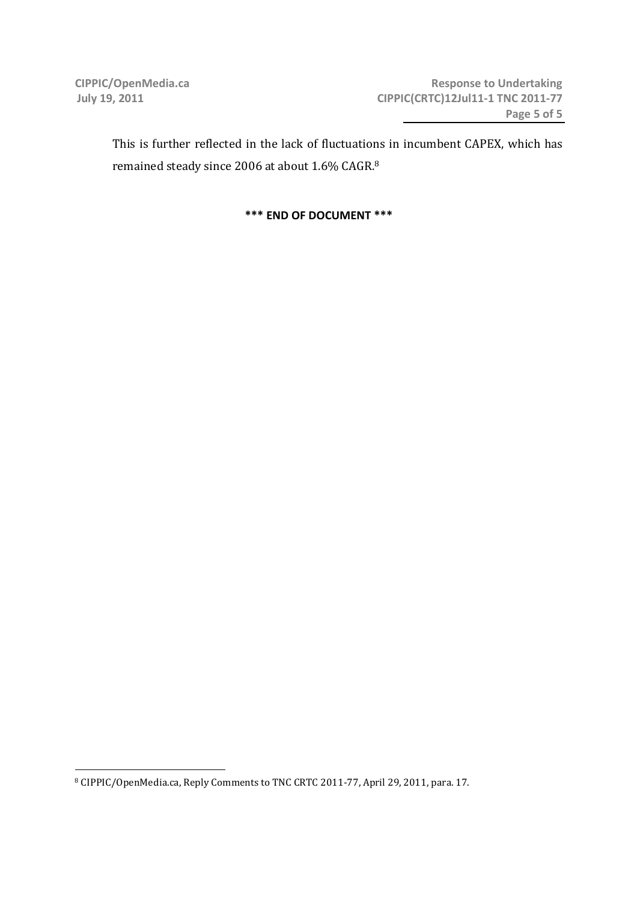This is further reflected in the lack of fluctuations in incumbent CAPEX, which has remained steady since 2006 at about 1.6% CAGR.[8]

**\*\*\* END OF DOCUMENT \*\*\***

[8] CIPPIC/OpenMedia.ca, Reply Comments to TNC CRTC 2011-77, April 29, 2011, para. 17.